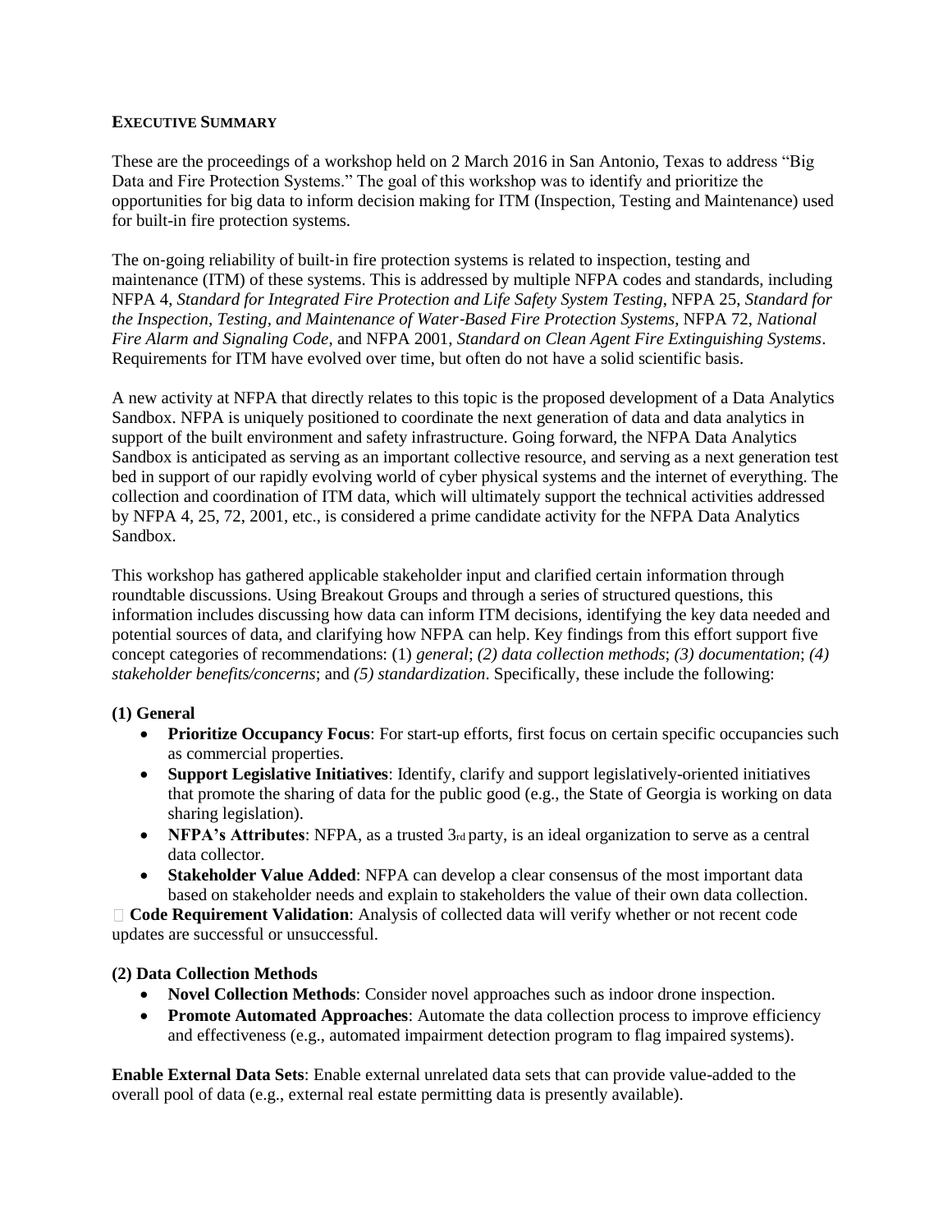## EXECUTIVE SUMMARY

These are the proceedings of a workshop held on 2 March 2016 in San Antonio, Texas to address "Big Data and Fire Protection Systems." The goal of this workshop was to identify and prioritize the opportunities for big data to inform decision making for ITM (Inspection, Testing and Maintenance) used for built-in fire protection systems.

The on-going reliability of built-in fire protection systems is related to inspection, testing and maintenance (ITM) of these systems. This is addressed by multiple NFPA codes and standards, including NFPA 4, *Standard for Integrated Fire Protection and Life Safety System Testing*, NFPA 25, *Standard for the Inspection, Testing, and Maintenance of Water-Based Fire Protection Systems*, NFPA 72, *National Fire Alarm and Signaling Code*, and NFPA 2001, *Standard on Clean Agent Fire Extinguishing Systems*. Requirements for ITM have evolved over time, but often do not have a solid scientific basis.

A new activity at NFPA that directly relates to this topic is the proposed development of a Data Analytics Sandbox. NFPA is uniquely positioned to coordinate the next generation of data and data analytics in support of the built environment and safety infrastructure. Going forward, the NFPA Data Analytics Sandbox is anticipated as serving as an important collective resource, and serving as a next generation test bed in support of our rapidly evolving world of cyber physical systems and the internet of everything. The collection and coordination of ITM data, which will ultimately support the technical activities addressed by NFPA 4, 25, 72, 2001, etc., is considered a prime candidate activity for the NFPA Data Analytics Sandbox.

This workshop has gathered applicable stakeholder input and clarified certain information through roundtable discussions. Using Breakout Groups and through a series of structured questions, this information includes discussing how data can inform ITM decisions, identifying the key data needed and potential sources of data, and clarifying how NFPA can help. Key findings from this effort support five concept categories of recommendations: (1) *general*; *(2) data collection methods*; *(3) documentation*; *(4) stakeholder benefits/concerns*; and *(5) standardization*. Specifically, these include the following:

**(1) General**

- **Prioritize Occupancy Focus**: For start-up efforts, first focus on certain specific occupancies such as commercial properties.
- **Support Legislative Initiatives**: Identify, clarify and support legislatively-oriented initiatives that promote the sharing of data for the public good (e.g., the State of Georgia is working on data sharing legislation).
- **NFPA's Attributes**: NFPA, as a trusted 3rd party, is an ideal organization to serve as a central data collector.
- **Stakeholder Value Added**: NFPA can develop a clear consensus of the most important data based on stakeholder needs and explain to stakeholders the value of their own data collection.
- **Code Requirement Validation**: Analysis of collected data will verify whether or not recent code updates are successful or unsuccessful.

**(2) Data Collection Methods**

- **Novel Collection Methods**: Consider novel approaches such as indoor drone inspection.
- **Promote Automated Approaches**: Automate the data collection process to improve efficiency and effectiveness (e.g., automated impairment detection program to flag impaired systems).

**Enable External Data Sets**: Enable external unrelated data sets that can provide value-added to the overall pool of data (e.g., external real estate permitting data is presently available).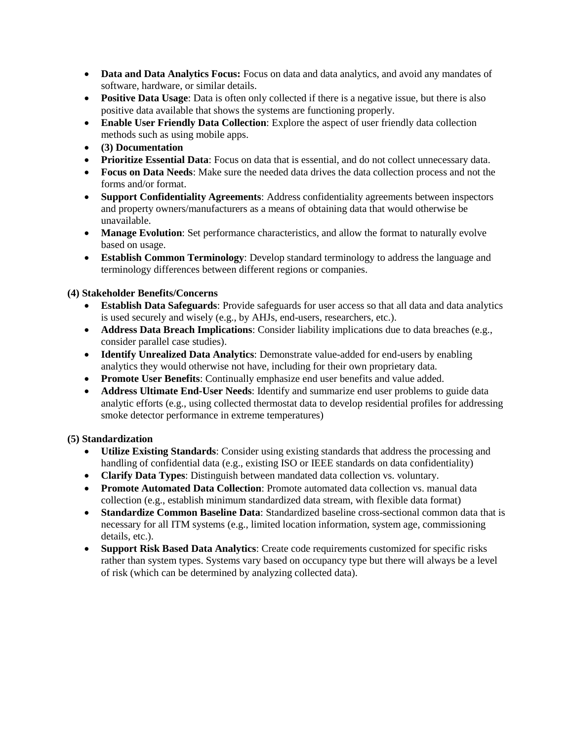- **Data and Data Analytics Focus:** Focus on data and data analytics, and avoid any mandates of software, hardware, or similar details.
- **Positive Data Usage**: Data is often only collected if there is a negative issue, but there is also positive data available that shows the systems are functioning properly.
- **Enable User Friendly Data Collection**: Explore the aspect of user friendly data collection methods such as using mobile apps.
- **(3) Documentation**
- **Prioritize Essential Data**: Focus on data that is essential, and do not collect unnecessary data.
- **Focus on Data Needs**: Make sure the needed data drives the data collection process and not the forms and/or format.
- **Support Confidentiality Agreements**: Address confidentiality agreements between inspectors and property owners/manufacturers as a means of obtaining data that would otherwise be unavailable.
- **Manage Evolution**: Set performance characteristics, and allow the format to naturally evolve based on usage.
- **Establish Common Terminology**: Develop standard terminology to address the language and terminology differences between different regions or companies.

**(4) Stakeholder Benefits/Concerns**

- **Establish Data Safeguards**: Provide safeguards for user access so that all data and data analytics is used securely and wisely (e.g., by AHJs, end-users, researchers, etc.).
- **Address Data Breach Implications**: Consider liability implications due to data breaches (e.g., consider parallel case studies).
- **Identify Unrealized Data Analytics**: Demonstrate value-added for end-users by enabling analytics they would otherwise not have, including for their own proprietary data.
- **Promote User Benefits**: Continually emphasize end user benefits and value added.
- **Address Ultimate End-User Needs**: Identify and summarize end user problems to guide data analytic efforts (e.g., using collected thermostat data to develop residential profiles for addressing smoke detector performance in extreme temperatures)

**(5) Standardization**

- **Utilize Existing Standards**: Consider using existing standards that address the processing and handling of confidential data (e.g., existing ISO or IEEE standards on data confidentiality)
- **Clarify Data Types**: Distinguish between mandated data collection vs. voluntary.
- **Promote Automated Data Collection**: Promote automated data collection vs. manual data collection (e.g., establish minimum standardized data stream, with flexible data format)
- **Standardize Common Baseline Data**: Standardized baseline cross-sectional common data that is necessary for all ITM systems (e.g., limited location information, system age, commissioning details, etc.).
- **Support Risk Based Data Analytics**: Create code requirements customized for specific risks rather than system types. Systems vary based on occupancy type but there will always be a level of risk (which can be determined by analyzing collected data).